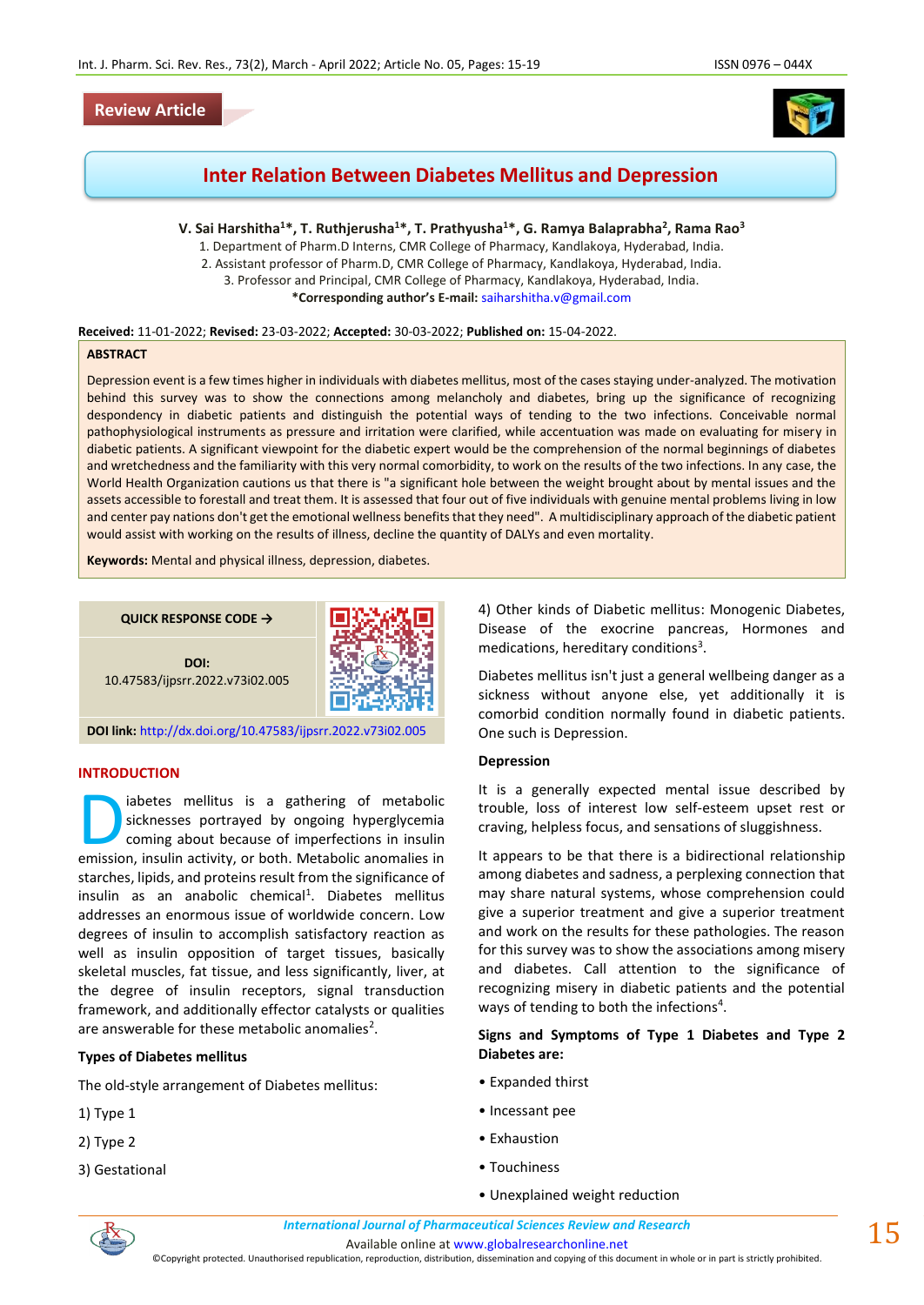Review Article

# Inter Relation Between Diabetes Mellitus and Depression

**V. Sai Harshitha[1]\*, T. Ruthjerusha[1]\*, T. Prathyusha[1]\*, G. Ramya Balaprabha[2], Rama Rao[3]**

1. Department of Pharm.D Interns, CMR College of Pharmacy, Kandlakoya, Hyderabad, India.
2. Assistant professor of Pharm.D, CMR College of Pharmacy, Kandlakoya, Hyderabad, India.
3. Professor and Principal, CMR College of Pharmacy, Kandlakoya, Hyderabad, India.

**\*Corresponding author's E-mail:** saiharshitha.v@gmail.com

**Received:** 11-01-2022; **Revised:** 23-03-2022; **Accepted:** 30-03-2022; **Published on:** 15-04-2022.

**ABSTRACT**

Depression event is a few times higher in individuals with diabetes mellitus, most of the cases staying under-analyzed. The motivation behind this survey was to show the connections among melancholy and diabetes, bring up the significance of recognizing despondency in diabetic patients and distinguish the potential ways of tending to the two infections. Conceivable normal pathophysiological instruments as pressure and irritation were clarified, while accentuation was made on evaluating for misery in diabetic patients. A significant viewpoint for the diabetic expert would be the comprehension of the normal beginnings of diabetes and wretchedness and the familiarity with this very normal comorbidity, to work on the results of the two infections. In any case, the World Health Organization cautions us that there is "a significant hole between the weight brought about by mental issues and the assets accessible to forestall and treat them. It is assessed that four out of five individuals with genuine mental problems living in low and center pay nations don't get the emotional wellness benefits that they need". A multidisciplinary approach of the diabetic patient would assist with working on the results of illness, decline the quantity of DALYs and even mortality.

**Keywords:** Mental and physical illness, depression, diabetes.

QUICK RESPONSE CODE →

DOI: 10.47583/ijpsrr.2022.v73i02.005

**DOI link:** http://dx.doi.org/10.47583/ijpsrr.2022.v73i02.005

## INTRODUCTION

Diabetes mellitus is a gathering of metabolic sicknesses portrayed by ongoing hyperglycemia coming about because of imperfections in insulin emission, insulin activity, or both. Metabolic anomalies in starches, lipids, and proteins result from the significance of insulin as an anabolic chemical[1]. Diabetes mellitus addresses an enormous issue of worldwide concern. Low degrees of insulin to accomplish satisfactory reaction as well as insulin opposition of target tissues, basically skeletal muscles, fat tissue, and less significantly, liver, at the degree of insulin receptors, signal transduction framework, and additionally effector catalysts or qualities are answerable for these metabolic anomalies[2].

### Types of Diabetes mellitus

The old-style arrangement of Diabetes mellitus:

1) Type 1

2) Type 2

3) Gestational

4) Other kinds of Diabetic mellitus: Monogenic Diabetes, Disease of the exocrine pancreas, Hormones and medications, hereditary conditions[3].

Diabetes mellitus isn't just a general wellbeing danger as a sickness without anyone else, yet additionally it is comorbid condition normally found in diabetic patients. One such is Depression.

### Depression

It is a generally expected mental issue described by trouble, loss of interest low self-esteem upset rest or craving, helpless focus, and sensations of sluggishness.

It appears to be that there is a bidirectional relationship among diabetes and sadness, a perplexing connection that may share natural systems, whose comprehension could give a superior treatment and give a superior treatment and work on the results for these pathologies. The reason for this survey was to show the associations among misery and diabetes. Call attention to the significance of recognizing misery in diabetic patients and the potential ways of tending to both the infections[4].

### Signs and Symptoms of Type 1 Diabetes and Type 2 Diabetes are:

- Expanded thirst
- Incessant pee
- Exhaustion
- Touchiness
- Unexplained weight reduction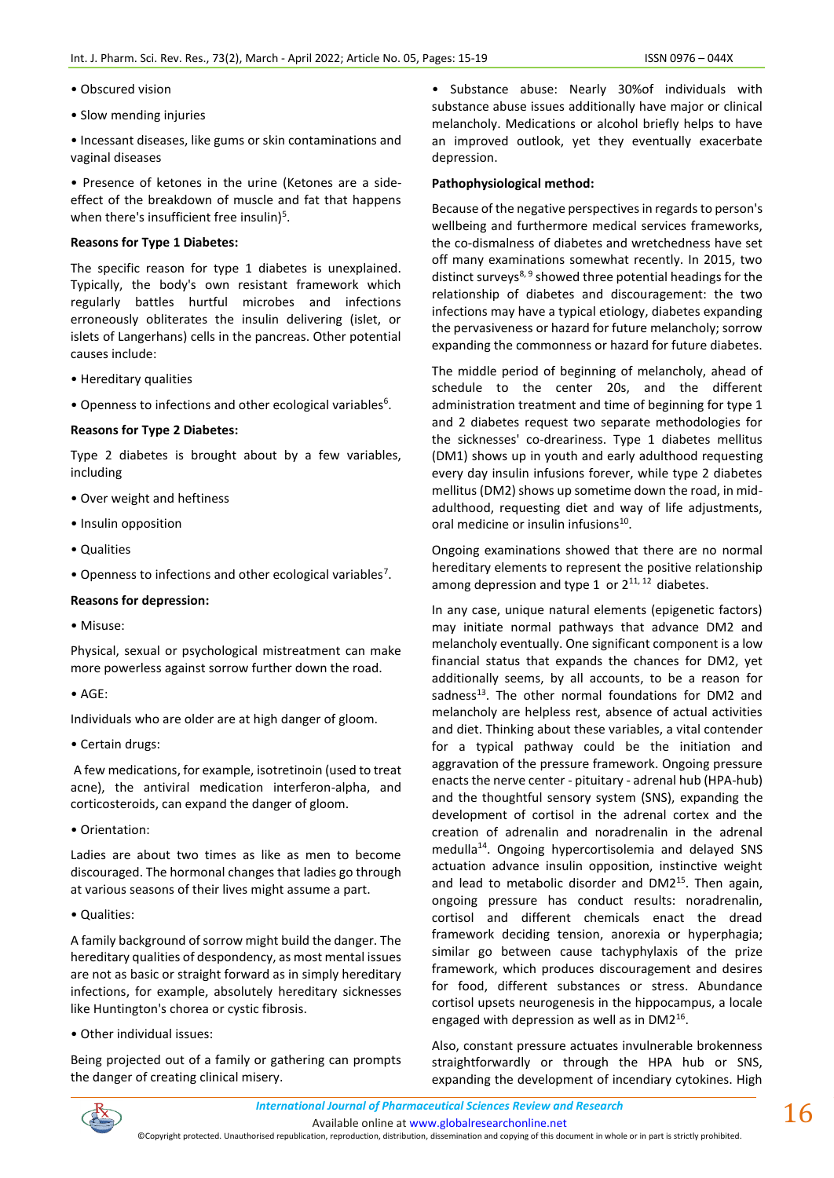- Obscured vision
- Slow mending injuries
- Incessant diseases, like gums or skin contaminations and vaginal diseases
- Presence of ketones in the urine (Ketones are a side-effect of the breakdown of muscle and fat that happens when there's insufficient free insulin)[5].

**Reasons for Type 1 Diabetes:**

The specific reason for type 1 diabetes is unexplained. Typically, the body's own resistant framework which regularly battles hurtful microbes and infections erroneously obliterates the insulin delivering (islet, or islets of Langerhans) cells in the pancreas. Other potential causes include:

- Hereditary qualities
- Openness to infections and other ecological variables[6].

**Reasons for Type 2 Diabetes:**

Type 2 diabetes is brought about by a few variables, including

- Over weight and heftiness
- Insulin opposition
- Qualities
- Openness to infections and other ecological variables[7].

**Reasons for depression:**

- Misuse:

Physical, sexual or psychological mistreatment can make more powerless against sorrow further down the road.

- AGE:

Individuals who are older are at high danger of gloom.

- Certain drugs:

A few medications, for example, isotretinoin (used to treat acne), the antiviral medication interferon-alpha, and corticosteroids, can expand the danger of gloom.

- Orientation:

Ladies are about two times as like as men to become discouraged. The hormonal changes that ladies go through at various seasons of their lives might assume a part.

- Qualities:

A family background of sorrow might build the danger. The hereditary qualities of despondency, as most mental issues are not as basic or straight forward as in simply hereditary infections, for example, absolutely hereditary sicknesses like Huntington's chorea or cystic fibrosis.

- Other individual issues:

Being projected out of a family or gathering can prompts the danger of creating clinical misery.

- Substance abuse: Nearly 30%of individuals with substance abuse issues additionally have major or clinical melancholy. Medications or alcohol briefly helps to have an improved outlook, yet they eventually exacerbate depression.

**Pathophysiological method:**

Because of the negative perspectives in regards to person's wellbeing and furthermore medical services frameworks, the co-dismalness of diabetes and wretchedness have set off many examinations somewhat recently. In 2015, two distinct surveys[8, 9] showed three potential headings for the relationship of diabetes and discouragement: the two infections may have a typical etiology, diabetes expanding the pervasiveness or hazard for future melancholy; sorrow expanding the commonness or hazard for future diabetes.

The middle period of beginning of melancholy, ahead of schedule to the center 20s, and the different administration treatment and time of beginning for type 1 and 2 diabetes request two separate methodologies for the sicknesses' co-dreariness. Type 1 diabetes mellitus (DM1) shows up in youth and early adulthood requesting every day insulin infusions forever, while type 2 diabetes mellitus (DM2) shows up sometime down the road, in mid-adulthood, requesting diet and way of life adjustments, oral medicine or insulin infusions[10].

Ongoing examinations showed that there are no normal hereditary elements to represent the positive relationship among depression and type 1 or 2[11, 12] diabetes.

In any case, unique natural elements (epigenetic factors) may initiate normal pathways that advance DM2 and melancholy eventually. One significant component is a low financial status that expands the chances for DM2, yet additionally seems, by all accounts, to be a reason for sadness[13]. The other normal foundations for DM2 and melancholy are helpless rest, absence of actual activities and diet. Thinking about these variables, a vital contender for a typical pathway could be the initiation and aggravation of the pressure framework. Ongoing pressure enacts the nerve center - pituitary - adrenal hub (HPA-hub) and the thoughtful sensory system (SNS), expanding the development of cortisol in the adrenal cortex and the creation of adrenalin and noradrenalin in the adrenal medulla[14]. Ongoing hypercortisolemia and delayed SNS actuation advance insulin opposition, instinctive weight and lead to metabolic disorder and DM2[15]. Then again, ongoing pressure has conduct results: noradrenalin, cortisol and different chemicals enact the dread framework deciding tension, anorexia or hyperphagia; similar go between cause tachyphylaxis of the prize framework, which produces discouragement and desires for food, different substances or stress. Abundance cortisol upsets neurogenesis in the hippocampus, a locale engaged with depression as well as in DM2[16].

Also, constant pressure actuates invulnerable brokenness straightforwardly or through the HPA hub or SNS, expanding the development of incendiary cytokines. High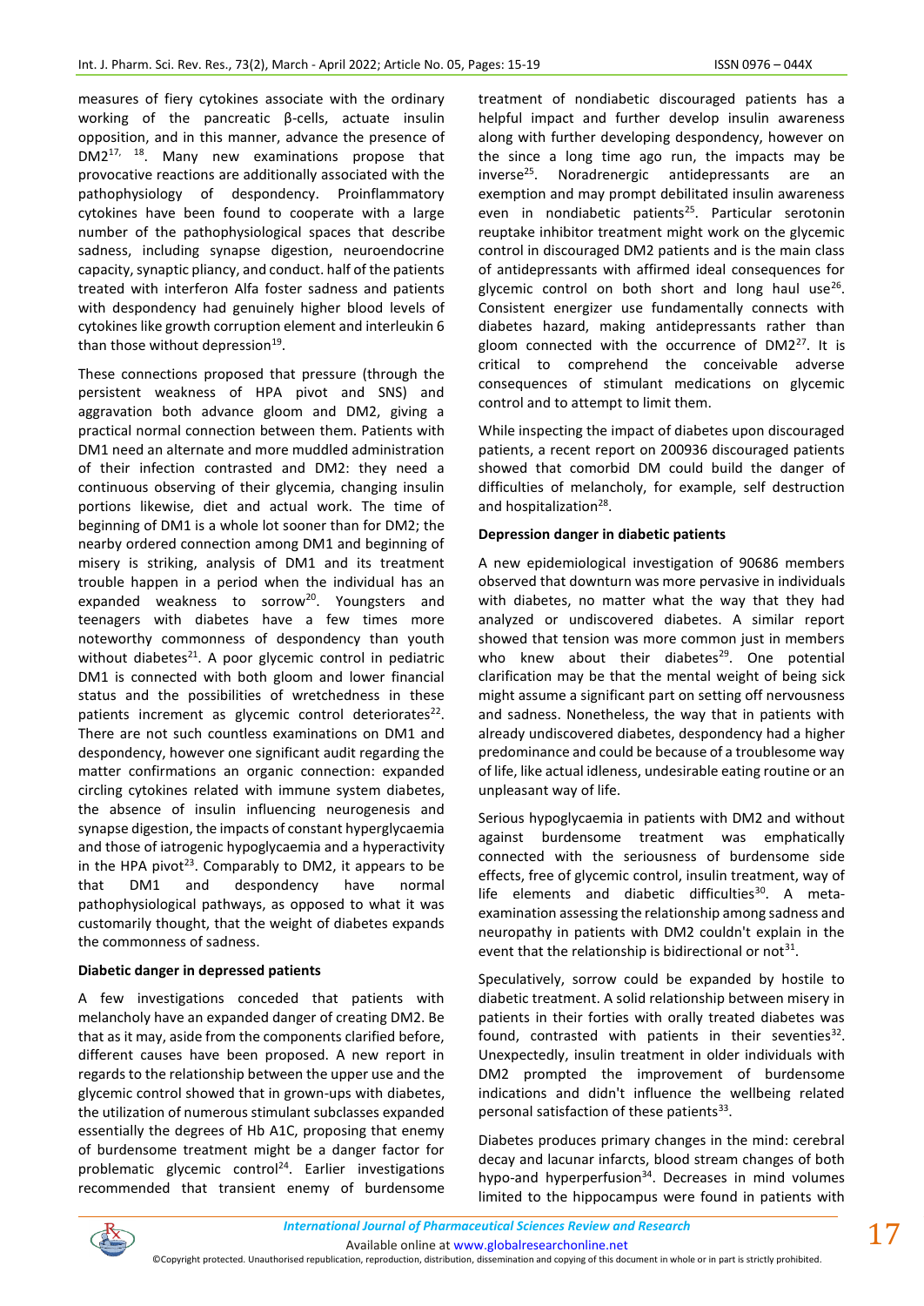measures of fiery cytokines associate with the ordinary working of the pancreatic β-cells, actuate insulin opposition, and in this manner, advance the presence of DM2[17, 18]. Many new examinations propose that provocative reactions are additionally associated with the pathophysiology of despondency. Proinflammatory cytokines have been found to cooperate with a large number of the pathophysiological spaces that describe sadness, including synapse digestion, neuroendocrine capacity, synaptic pliancy, and conduct. half of the patients treated with interferon Alfa foster sadness and patients with despondency had genuinely higher blood levels of cytokines like growth corruption element and interleukin 6 than those without depression[19].

These connections proposed that pressure (through the persistent weakness of HPA pivot and SNS) and aggravation both advance gloom and DM2, giving a practical normal connection between them. Patients with DM1 need an alternate and more muddled administration of their infection contrasted and DM2: they need a continuous observing of their glycemia, changing insulin portions likewise, diet and actual work. The time of beginning of DM1 is a whole lot sooner than for DM2; the nearby ordered connection among DM1 and beginning of misery is striking, analysis of DM1 and its treatment trouble happen in a period when the individual has an expanded weakness to sorrow[20]. Youngsters and teenagers with diabetes have a few times more noteworthy commonness of despondency than youth without diabetes[21]. A poor glycemic control in pediatric DM1 is connected with both gloom and lower financial status and the possibilities of wretchedness in these patients increment as glycemic control deteriorates[22]. There are not such countless examinations on DM1 and despondency, however one significant audit regarding the matter confirmations an organic connection: expanded circling cytokines related with immune system diabetes, the absence of insulin influencing neurogenesis and synapse digestion, the impacts of constant hyperglycaemia and those of iatrogenic hypoglycaemia and a hyperactivity in the HPA pivot[23]. Comparably to DM2, it appears to be that DM1 and despondency have normal pathophysiological pathways, as opposed to what it was customarily thought, that the weight of diabetes expands the commonness of sadness.

**Diabetic danger in depressed patients**

A few investigations conceded that patients with melancholy have an expanded danger of creating DM2. Be that as it may, aside from the components clarified before, different causes have been proposed. A new report in regards to the relationship between the upper use and the glycemic control showed that in grown-ups with diabetes, the utilization of numerous stimulant subclasses expanded essentially the degrees of Hb A1C, proposing that enemy of burdensome treatment might be a danger factor for problematic glycemic control[24]. Earlier investigations recommended that transient enemy of burdensome treatment of nondiabetic discouraged patients has a helpful impact and further develop insulin awareness along with further developing despondency, however on the since a long time ago run, the impacts may be inverse[25]. Noradrenergic antidepressants are an exemption and may prompt debilitated insulin awareness even in nondiabetic patients[25]. Particular serotonin reuptake inhibitor treatment might work on the glycemic control in discouraged DM2 patients and is the main class of antidepressants with affirmed ideal consequences for glycemic control on both short and long haul use[26]. Consistent energizer use fundamentally connects with diabetes hazard, making antidepressants rather than gloom connected with the occurrence of DM2[27]. It is critical to comprehend the conceivable adverse consequences of stimulant medications on glycemic control and to attempt to limit them.

While inspecting the impact of diabetes upon discouraged patients, a recent report on 200936 discouraged patients showed that comorbid DM could build the danger of difficulties of melancholy, for example, self destruction and hospitalization[28].

**Depression danger in diabetic patients**

A new epidemiological investigation of 90686 members observed that downturn was more pervasive in individuals with diabetes, no matter what the way that they had analyzed or undiscovered diabetes. A similar report showed that tension was more common just in members who knew about their diabetes[29]. One potential clarification may be that the mental weight of being sick might assume a significant part on setting off nervousness and sadness. Nonetheless, the way that in patients with already undiscovered diabetes, despondency had a higher predominance and could be because of a troublesome way of life, like actual idleness, undesirable eating routine or an unpleasant way of life.

Serious hypoglycaemia in patients with DM2 and without against burdensome treatment was emphatically connected with the seriousness of burdensome side effects, free of glycemic control, insulin treatment, way of life elements and diabetic difficulties[30]. A meta-examination assessing the relationship among sadness and neuropathy in patients with DM2 couldn't explain in the event that the relationship is bidirectional or not[31].

Speculatively, sorrow could be expanded by hostile to diabetic treatment. A solid relationship between misery in patients in their forties with orally treated diabetes was found, contrasted with patients in their seventies[32]. Unexpectedly, insulin treatment in older individuals with DM2 prompted the improvement of burdensome indications and didn't influence the wellbeing related personal satisfaction of these patients[33].

Diabetes produces primary changes in the mind: cerebral decay and lacunar infarcts, blood stream changes of both hypo-and hyperperfusion[34]. Decreases in mind volumes limited to the hippocampus were found in patients with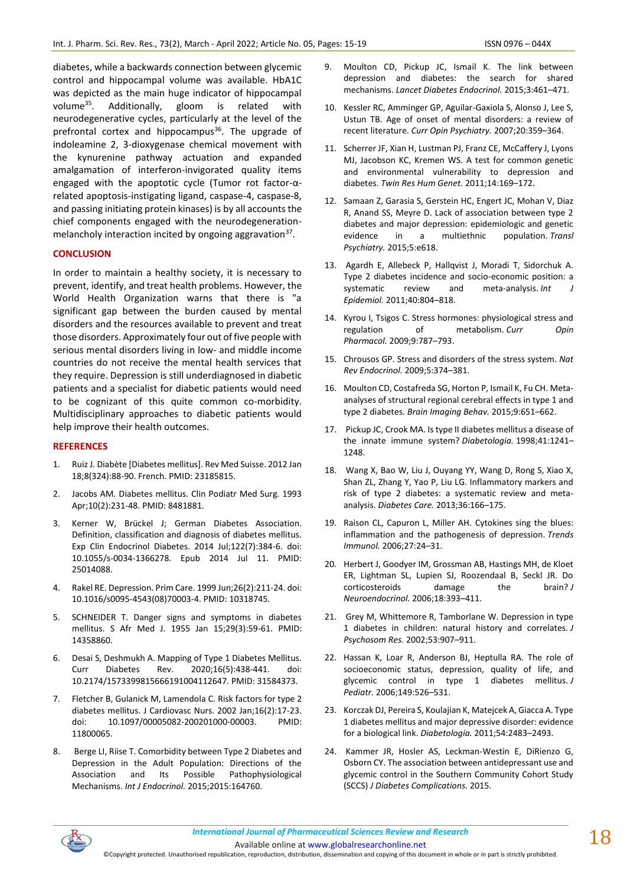diabetes, while a backwards connection between glycemic control and hippocampal volume was available. HbA1C was depicted as the main huge indicator of hippocampal volume[35]. Additionally, gloom is related with neurodegenerative cycles, particularly at the level of the prefrontal cortex and hippocampus[36]. The upgrade of indoleamine 2, 3-dioxygenase chemical movement with the kynurenine pathway actuation and expanded amalgamation of interferon-invigorated quality items engaged with the apoptotic cycle (Tumor rot factor-α-related apoptosis-instigating ligand, caspase-4, caspase-8, and passing initiating protein kinases) is by all accounts the chief components engaged with the neurodegeneration-melancholy interaction incited by ongoing aggravation[37].

## CONCLUSION

In order to maintain a healthy society, it is necessary to prevent, identify, and treat health problems. However, the World Health Organization warns that there is "a significant gap between the burden caused by mental disorders and the resources available to prevent and treat those disorders. Approximately four out of five people with serious mental disorders living in low- and middle income countries do not receive the mental health services that they require. Depression is still underdiagnosed in diabetic patients and a specialist for diabetic patients would need to be cognizant of this quite common co-morbidity. Multidisciplinary approaches to diabetic patients would help improve their health outcomes.

## REFERENCES

1. Ruiz J. Diabète [Diabetes mellitus]. Rev Med Suisse. 2012 Jan 18;8(324):88-90. French. PMID: 23185815.
2. Jacobs AM. Diabetes mellitus. Clin Podiatr Med Surg. 1993 Apr;10(2):231-48. PMID: 8481881.
3. Kerner W, Brückel J; German Diabetes Association. Definition, classification and diagnosis of diabetes mellitus. Exp Clin Endocrinol Diabetes. 2014 Jul;122(7):384-6. doi: 10.1055/s-0034-1366278. Epub 2014 Jul 11. PMID: 25014088.
4. Rakel RE. Depression. Prim Care. 1999 Jun;26(2):211-24. doi: 10.1016/s0095-4543(08)70003-4. PMID: 10318745.
5. SCHNEIDER T. Danger signs and symptoms in diabetes mellitus. S Afr Med J. 1955 Jan 15;29(3):59-61. PMID: 14358860.
6. Desai S, Deshmukh A. Mapping of Type 1 Diabetes Mellitus. Curr Diabetes Rev. 2020;16(5):438-441. doi: 10.2174/1573399815666191004112647. PMID: 31584373.
7. Fletcher B, Gulanick M, Lamendola C. Risk factors for type 2 diabetes mellitus. J Cardiovasc Nurs. 2002 Jan;16(2):17-23. doi: 10.1097/00005082-200201000-00003. PMID: 11800065.
8. Berge LI, Riise T. Comorbidity between Type 2 Diabetes and Depression in the Adult Population: Directions of the Association and Its Possible Pathophysiological Mechanisms. *Int J Endocrinol.* 2015;2015:164760.
9. Moulton CD, Pickup JC, Ismail K. The link between depression and diabetes: the search for shared mechanisms. *Lancet Diabetes Endocrinol.* 2015;3:461–471.
10. Kessler RC, Amminger GP, Aguilar-Gaxiola S, Alonso J, Lee S, Ustun TB. Age of onset of mental disorders: a review of recent literature. *Curr Opin Psychiatry.* 2007;20:359–364.
11. Scherrer JF, Xian H, Lustman PJ, Franz CE, McCaffery J, Lyons MJ, Jacobson KC, Kremen WS. A test for common genetic and environmental vulnerability to depression and diabetes. *Twin Res Hum Genet.* 2011;14:169–172.
12. Samaan Z, Garasia S, Gerstein HC, Engert JC, Mohan V, Diaz R, Anand SS, Meyre D. Lack of association between type 2 diabetes and major depression: epidemiologic and genetic evidence in a multiethnic population. *Transl Psychiatry.* 2015;5:e618.
13. Agardh E, Allebeck P, Hallqvist J, Moradi T, Sidorchuk A. Type 2 diabetes incidence and socio-economic position: a systematic review and meta-analysis. *Int J Epidemiol.* 2011;40:804–818.
14. Kyrou I, Tsigos C. Stress hormones: physiological stress and regulation of metabolism. *Curr Opin Pharmacol.* 2009;9:787–793.
15. Chrousos GP. Stress and disorders of the stress system. *Nat Rev Endocrinol.* 2009;5:374–381.
16. Moulton CD, Costafreda SG, Horton P, Ismail K, Fu CH. Meta-analyses of structural regional cerebral effects in type 1 and type 2 diabetes. *Brain Imaging Behav.* 2015;9:651–662.
17. Pickup JC, Crook MA. Is type II diabetes mellitus a disease of the innate immune system? *Diabetologia.* 1998;41:1241–1248.
18. Wang X, Bao W, Liu J, Ouyang YY, Wang D, Rong S, Xiao X, Shan ZL, Zhang Y, Yao P, Liu LG. Inflammatory markers and risk of type 2 diabetes: a systematic review and meta-analysis. *Diabetes Care.* 2013;36:166–175.
19. Raison CL, Capuron L, Miller AH. Cytokines sing the blues: inflammation and the pathogenesis of depression. *Trends Immunol.* 2006;27:24–31.
20. Herbert J, Goodyer IM, Grossman AB, Hastings MH, de Kloet ER, Lightman SL, Lupien SJ, Roozendaal B, Seckl JR. Do corticosteroids damage the brain? *J Neuroendocrinol.* 2006;18:393–411.
21. Grey M, Whittemore R, Tamborlane W. Depression in type 1 diabetes in children: natural history and correlates. *J Psychosom Res.* 2002;53:907–911.
22. Hassan K, Loar R, Anderson BJ, Heptulla RA. The role of socioeconomic status, depression, quality of life, and glycemic control in type 1 diabetes mellitus. *J Pediatr.* 2006;149:526–531.
23. Korczak DJ, Pereira S, Koulajian K, Matejcek A, Giacca A. Type 1 diabetes mellitus and major depressive disorder: evidence for a biological link. *Diabetologia.* 2011;54:2483–2493.
24. Kammer JR, Hosler AS, Leckman-Westin E, DiRienzo G, Osborn CY. The association between antidepressant use and glycemic control in the Southern Community Cohort Study (SCCS) *J Diabetes Complications.* 2015.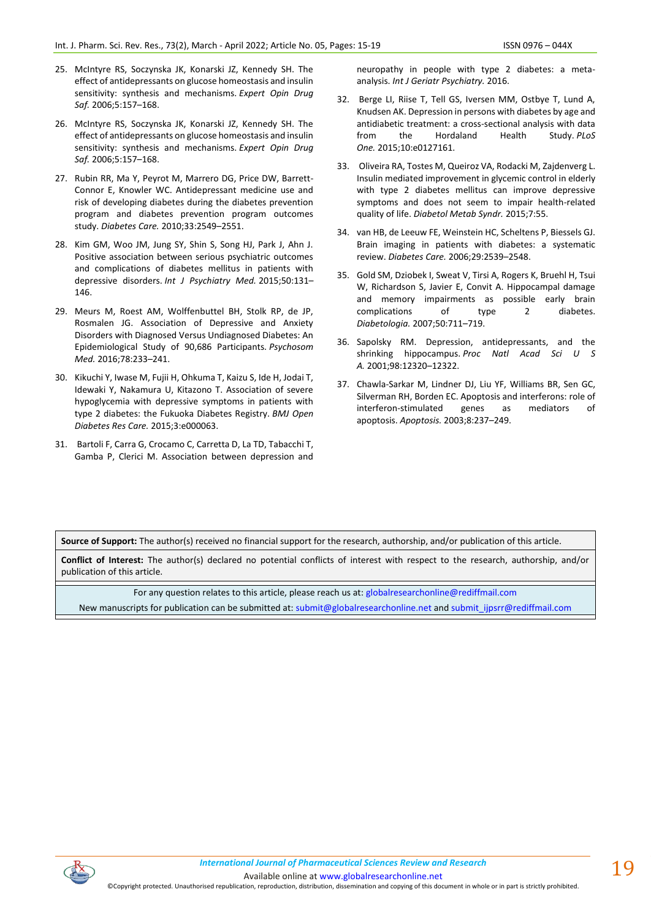25. McIntyre RS, Soczynska JK, Konarski JZ, Kennedy SH. The effect of antidepressants on glucose homeostasis and insulin sensitivity: synthesis and mechanisms. *Expert Opin Drug Saf.* 2006;5:157–168.

26. McIntyre RS, Soczynska JK, Konarski JZ, Kennedy SH. The effect of antidepressants on glucose homeostasis and insulin sensitivity: synthesis and mechanisms. *Expert Opin Drug Saf.* 2006;5:157–168.

27. Rubin RR, Ma Y, Peyrot M, Marrero DG, Price DW, Barrett-Connor E, Knowler WC. Antidepressant medicine use and risk of developing diabetes during the diabetes prevention program and diabetes prevention program outcomes study. *Diabetes Care.* 2010;33:2549–2551.

28. Kim GM, Woo JM, Jung SY, Shin S, Song HJ, Park J, Ahn J. Positive association between serious psychiatric outcomes and complications of diabetes mellitus in patients with depressive disorders. *Int J Psychiatry Med.* 2015;50:131–146.

29. Meurs M, Roest AM, Wolffenbuttel BH, Stolk RP, de JP, Rosmalen JG. Association of Depressive and Anxiety Disorders with Diagnosed Versus Undiagnosed Diabetes: An Epidemiological Study of 90,686 Participants. *Psychosom Med.* 2016;78:233–241.

30. Kikuchi Y, Iwase M, Fujii H, Ohkuma T, Kaizu S, Ide H, Jodai T, Idewaki Y, Nakamura U, Kitazono T. Association of severe hypoglycemia with depressive symptoms in patients with type 2 diabetes: the Fukuoka Diabetes Registry. *BMJ Open Diabetes Res Care.* 2015;3:e000063.

31. Bartoli F, Carra G, Crocamo C, Carretta D, La TD, Tabacchi T, Gamba P, Clerici M. Association between depression and neuropathy in people with type 2 diabetes: a meta-analysis. *Int J Geriatr Psychiatry.* 2016.

32. Berge LI, Riise T, Tell GS, Iversen MM, Ostbye T, Lund A, Knudsen AK. Depression in persons with diabetes by age and antidiabetic treatment: a cross-sectional analysis with data from the Hordaland Health Study. *PLoS One.* 2015;10:e0127161.

33. Oliveira RA, Tostes M, Queiroz VA, Rodacki M, Zajdenverg L. Insulin mediated improvement in glycemic control in elderly with type 2 diabetes mellitus can improve depressive symptoms and does not seem to impair health-related quality of life. *Diabetol Metab Syndr.* 2015;7:55.

34. van HB, de Leeuw FE, Weinstein HC, Scheltens P, Biessels GJ. Brain imaging in patients with diabetes: a systematic review. *Diabetes Care.* 2006;29:2539–2548.

35. Gold SM, Dziobek I, Sweat V, Tirsi A, Rogers K, Bruehl H, Tsui W, Richardson S, Javier E, Convit A. Hippocampal damage and memory impairments as possible early brain complications of type 2 diabetes. *Diabetologia.* 2007;50:711–719.

36. Sapolsky RM. Depression, antidepressants, and the shrinking hippocampus. *Proc Natl Acad Sci U S A.* 2001;98:12320–12322.

37. Chawla-Sarkar M, Lindner DJ, Liu YF, Williams BR, Sen GC, Silverman RH, Borden EC. Apoptosis and interferons: role of interferon-stimulated genes as mediators of apoptosis. *Apoptosis.* 2003;8:237–249.

**Source of Support:** The author(s) received no financial support for the research, authorship, and/or publication of this article.

**Conflict of Interest:** The author(s) declared no potential conflicts of interest with respect to the research, authorship, and/or publication of this article.

For any question relates to this article, please reach us at: globalresearchonline@rediffmail.com

New manuscripts for publication can be submitted at: submit@globalresearchonline.net and submit_ijpsrr@rediffmail.com